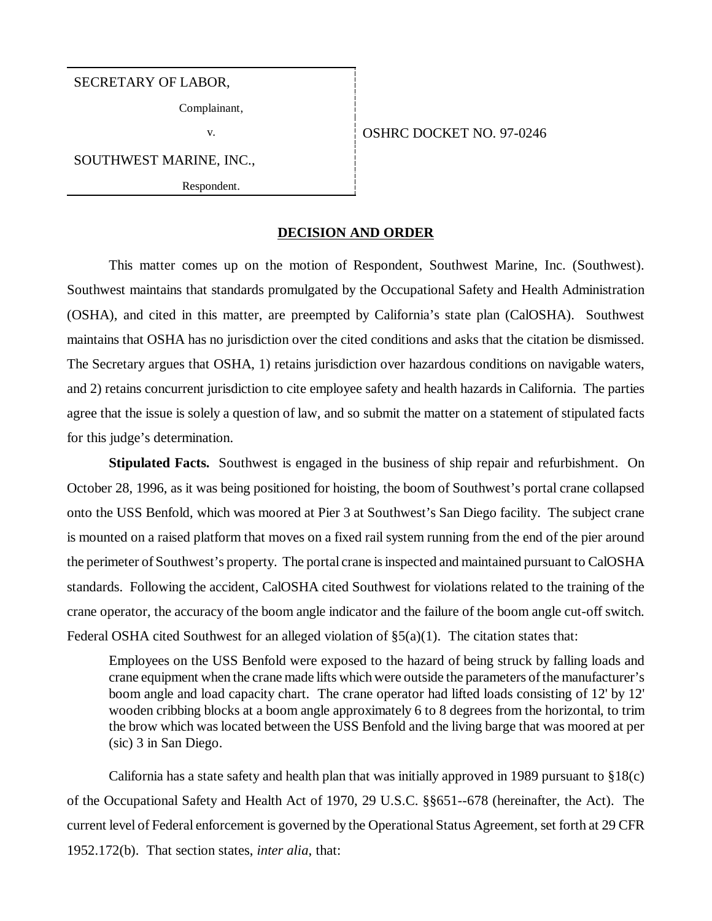SECRETARY OF LABOR,

Complainant,

v.

SOUTHWEST MARINE, INC.,

Respondent.

OSHRC DOCKET NO. 97-0246

## DECISION AND ORDER

This matter comes up on the motion of Respondent, Southwest Marine, Inc. (Southwest). Southwest maintains that standards promulgated by the Occupational Safety and Health Administration (OSHA), and cited in this matter, are preempted by California's state plan (CalOSHA). Southwest maintains that OSHA has no jurisdiction over the cited conditions and asks that the citation be dismissed. The Secretary argues that OSHA, 1) retains jurisdiction over hazardous conditions on navigable waters, and 2) retains concurrent jurisdiction to cite employee safety and health hazards in California. The parties agree that the issue is solely a question of law, and so submit the matter on a statement of stipulated facts for this judge's determination.

**Stipulated Facts.** Southwest is engaged in the business of ship repair and refurbishment. On October 28, 1996, as it was being positioned for hoisting, the boom of Southwest's portal crane collapsed onto the USS Benfold, which was moored at Pier 3 at Southwest's San Diego facility. The subject crane is mounted on a raised platform that moves on a fixed rail system running from the end of the pier around the perimeter of Southwest's property. The portal crane is inspected and maintained pursuant to CalOSHA standards. Following the accident, CalOSHA cited Southwest for violations related to the training of the crane operator, the accuracy of the boom angle indicator and the failure of the boom angle cut-off switch. Federal OSHA cited Southwest for an alleged violation of §5(a)(1). The citation states that:

> Employees on the USS Benfold were exposed to the hazard of being struck by falling loads and crane equipment when the crane made lifts which were outside the parameters of the manufacturer's boom angle and load capacity chart. The crane operator had lifted loads consisting of 12' by 12' wooden cribbing blocks at a boom angle approximately 6 to 8 degrees from the horizontal, to trim the brow which was located between the USS Benfold and the living barge that was moored at per (sic) 3 in San Diego.

California has a state safety and health plan that was initially approved in 1989 pursuant to §18(c) of the Occupational Safety and Health Act of 1970, 29 U.S.C. §§651--678 (hereinafter, the Act). The current level of Federal enforcement is governed by the Operational Status Agreement, set forth at 29 CFR 1952.172(b). That section states, *inter alia*, that: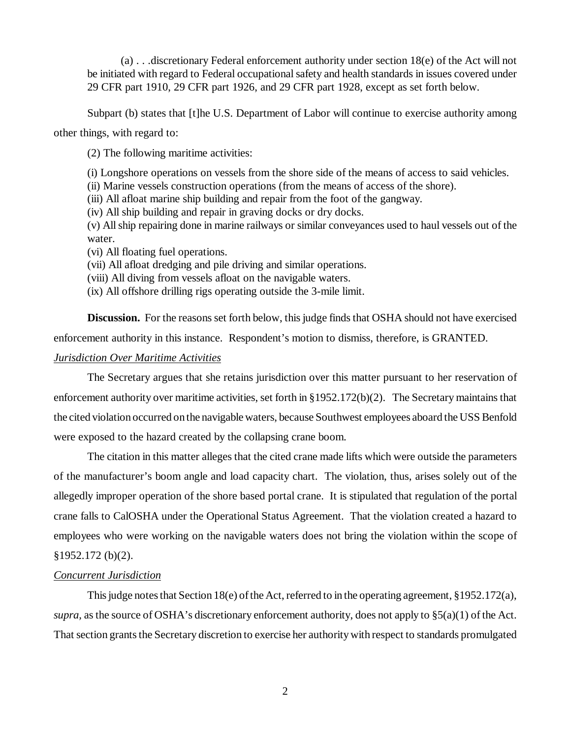> (a) . . .discretionary Federal enforcement authority under section 18(e) of the Act will not be initiated with regard to Federal occupational safety and health standards in issues covered under 29 CFR part 1910, 29 CFR part 1926, and 29 CFR part 1928, except as set forth below.

Subpart (b) states that [t]he U.S. Department of Labor will continue to exercise authority among other things, with regard to:

> (2) The following maritime activities:
>
> (i) Longshore operations on vessels from the shore side of the means of access to said vehicles.
> (ii) Marine vessels construction operations (from the means of access of the shore).
> (iii) All afloat marine ship building and repair from the foot of the gangway.
> (iv) All ship building and repair in graving docks or dry docks.
> (v) All ship repairing done in marine railways or similar conveyances used to haul vessels out of the water.
> (vi) All floating fuel operations.
> (vii) All afloat dredging and pile driving and similar operations.
> (viii) All diving from vessels afloat on the navigable waters.
> (ix) All offshore drilling rigs operating outside the 3-mile limit.

**Discussion.** For the reasons set forth below, this judge finds that OSHA should not have exercised enforcement authority in this instance. Respondent's motion to dismiss, therefore, is GRANTED.

*Jurisdiction Over Maritime Activities*

The Secretary argues that she retains jurisdiction over this matter pursuant to her reservation of enforcement authority over maritime activities, set forth in §1952.172(b)(2). The Secretary maintains that the cited violation occurred on the navigable waters, because Southwest employees aboard the USS Benfold were exposed to the hazard created by the collapsing crane boom.

The citation in this matter alleges that the cited crane made lifts which were outside the parameters of the manufacturer's boom angle and load capacity chart. The violation, thus, arises solely out of the allegedly improper operation of the shore based portal crane. It is stipulated that regulation of the portal crane falls to CalOSHA under the Operational Status Agreement. That the violation created a hazard to employees who were working on the navigable waters does not bring the violation within the scope of §1952.172 (b)(2).

*Concurrent Jurisdiction*

This judge notes that Section 18(e) of the Act, referred to in the operating agreement, §1952.172(a), *supra*, as the source of OSHA's discretionary enforcement authority, does not apply to §5(a)(1) of the Act. That section grants the Secretary discretion to exercise her authority with respect to standards promulgated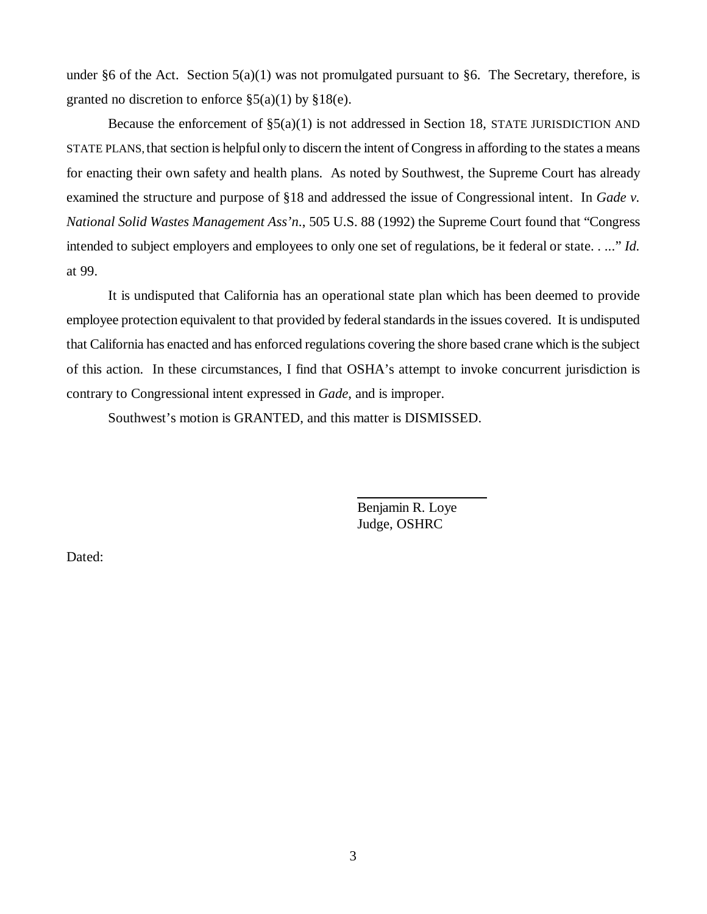under §6 of the Act. Section 5(a)(1) was not promulgated pursuant to §6. The Secretary, therefore, is granted no discretion to enforce §5(a)(1) by §18(e).

Because the enforcement of §5(a)(1) is not addressed in Section 18, STATE JURISDICTION AND STATE PLANS, that section is helpful only to discern the intent of Congress in affording to the states a means for enacting their own safety and health plans. As noted by Southwest, the Supreme Court has already examined the structure and purpose of §18 and addressed the issue of Congressional intent. In *Gade v. National Solid Wastes Management Ass'n*., 505 U.S. 88 (1992) the Supreme Court found that "Congress intended to subject employers and employees to only one set of regulations, be it federal or state. . ..." *Id.* at 99.

It is undisputed that California has an operational state plan which has been deemed to provide employee protection equivalent to that provided by federal standards in the issues covered. It is undisputed that California has enacted and has enforced regulations covering the shore based crane which is the subject of this action. In these circumstances, I find that OSHA's attempt to invoke concurrent jurisdiction is contrary to Congressional intent expressed in *Gade*, and is improper.

Southwest's motion is GRANTED, and this matter is DISMISSED.

Benjamin R. Loye
Judge, OSHRC

Dated: